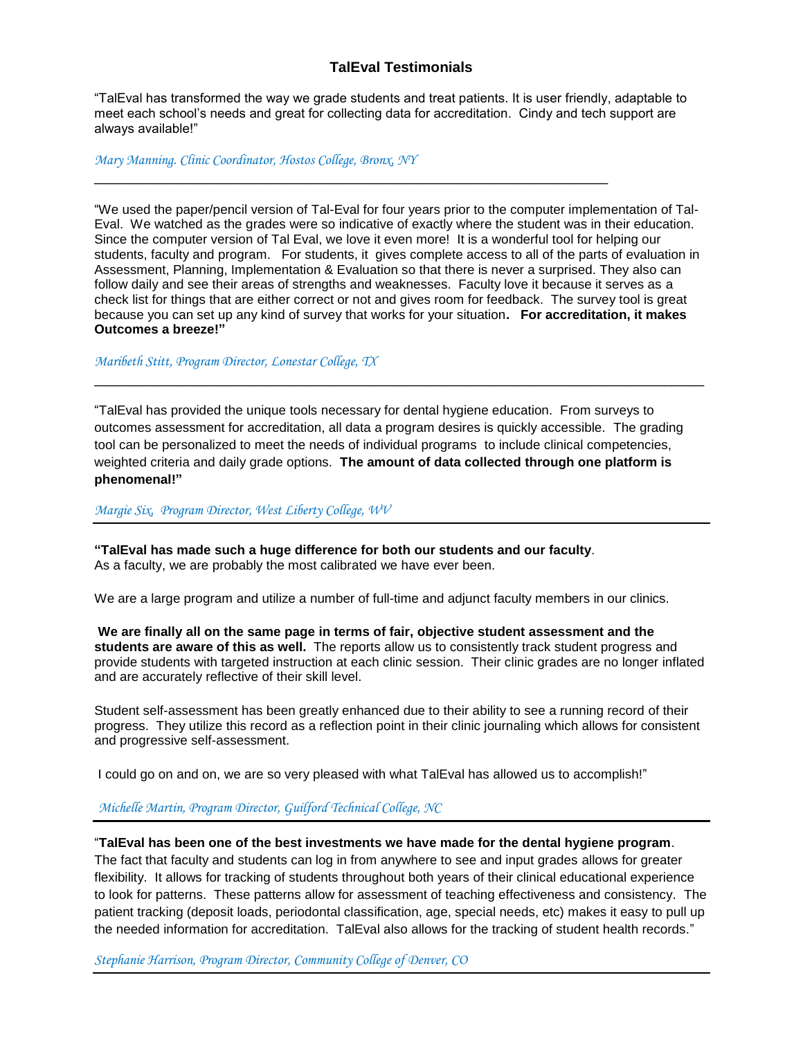## TalEval Testimonials

"TalEval has transformed the way we grade students and treat patients. It is user friendly, adaptable to meet each school's needs and great for collecting data for accreditation. Cindy and tech support are always available!"

*Mary Manning. Clinic Coordinator, Hostos College, Bronx, NY*

---

"We used the paper/pencil version of Tal-Eval for four years prior to the computer implementation of Tal-Eval. We watched as the grades were so indicative of exactly where the student was in their education. Since the computer version of Tal Eval, we love it even more! It is a wonderful tool for helping our students, faculty and program. For students, it gives complete access to all of the parts of evaluation in Assessment, Planning, Implementation & Evaluation so that there is never a surprised. They also can follow daily and see their areas of strengths and weaknesses. Faculty love it because it serves as a check list for things that are either correct or not and gives room for feedback. The survey tool is great because you can set up any kind of survey that works for your situation**. For accreditation, it makes Outcomes a breeze!"**

*Maribeth Stitt, Program Director, Lonestar College, TX*

---

"TalEval has provided the unique tools necessary for dental hygiene education. From surveys to outcomes assessment for accreditation, all data a program desires is quickly accessible. The grading tool can be personalized to meet the needs of individual programs to include clinical competencies, weighted criteria and daily grade options. **The amount of data collected through one platform is phenomenal!"**

*Margie Six, Program Director, West Liberty College, WV*

---

**"TalEval has made such a huge difference for both our students and our faculty**.
As a faculty, we are probably the most calibrated we have ever been.

We are a large program and utilize a number of full-time and adjunct faculty members in our clinics.

**We are finally all on the same page in terms of fair, objective student assessment and the students are aware of this as well.** The reports allow us to consistently track student progress and provide students with targeted instruction at each clinic session. Their clinic grades are no longer inflated and are accurately reflective of their skill level.

Student self-assessment has been greatly enhanced due to their ability to see a running record of their progress. They utilize this record as a reflection point in their clinic journaling which allows for consistent and progressive self-assessment.

I could go on and on, we are so very pleased with what TalEval has allowed us to accomplish!"

*Michelle Martin, Program Director, Guilford Technical College, NC*

---

"**TalEval has been one of the best investments we have made for the dental hygiene program**.
The fact that faculty and students can log in from anywhere to see and input grades allows for greater flexibility. It allows for tracking of students throughout both years of their clinical educational experience to look for patterns. These patterns allow for assessment of teaching effectiveness and consistency. The patient tracking (deposit loads, periodontal classification, age, special needs, etc) makes it easy to pull up the needed information for accreditation. TalEval also allows for the tracking of student health records."

*Stephanie Harrison, Program Director, Community College of Denver, CO*

---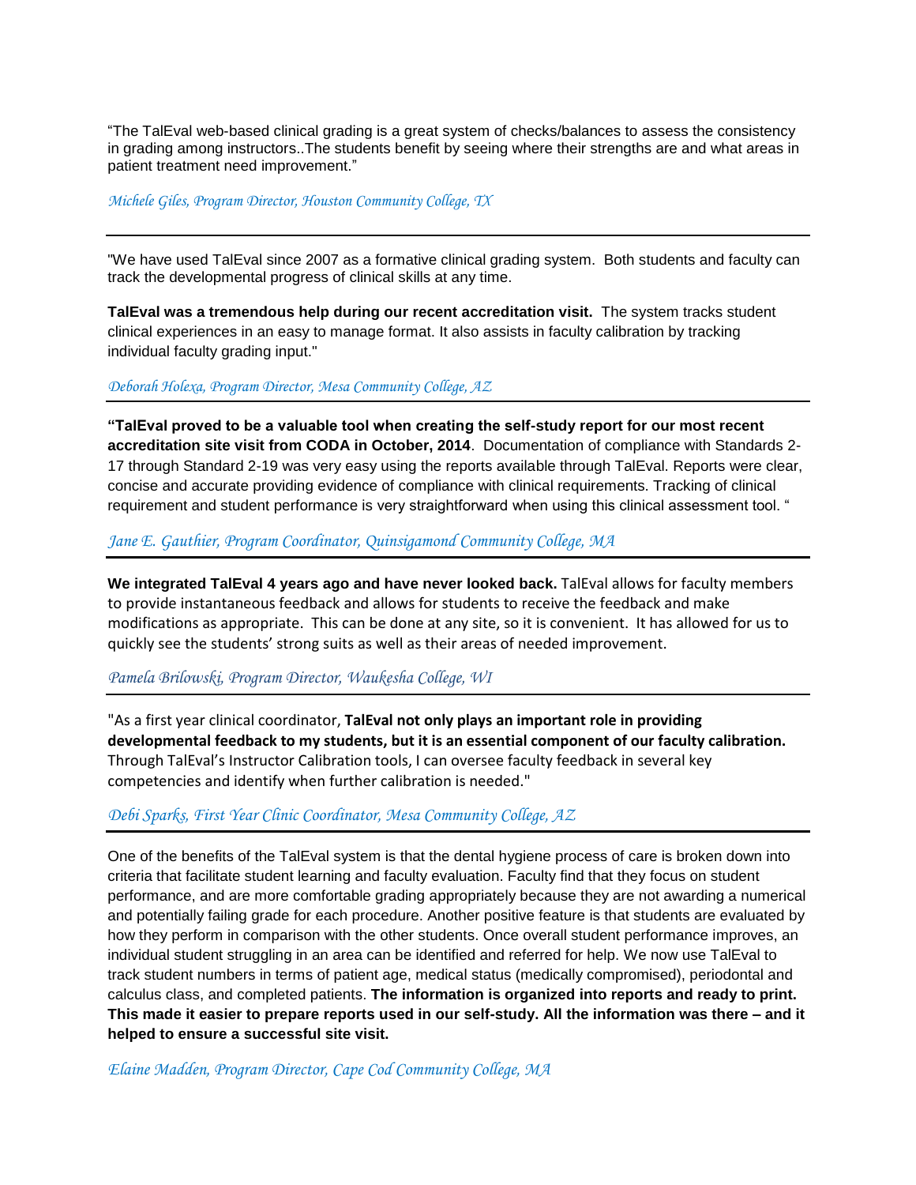"The TalEval web-based clinical grading is a great system of checks/balances to assess the consistency in grading among instructors..The students benefit by seeing where their strengths are and what areas in patient treatment need improvement."

*Michele Giles, Program Director, Houston Community College, TX*

---

"We have used TalEval since 2007 as a formative clinical grading system. Both students and faculty can track the developmental progress of clinical skills at any time.

**TalEval was a tremendous help during our recent accreditation visit.** The system tracks student clinical experiences in an easy to manage format. It also assists in faculty calibration by tracking individual faculty grading input."

*Deborah Holexa, Program Director, Mesa Community College, AZ*

---

**"TalEval proved to be a valuable tool when creating the self-study report for our most recent accreditation site visit from CODA in October, 2014**. Documentation of compliance with Standards 2-17 through Standard 2-19 was very easy using the reports available through TalEval. Reports were clear, concise and accurate providing evidence of compliance with clinical requirements. Tracking of clinical requirement and student performance is very straightforward when using this clinical assessment tool. "

*Jane E. Gauthier, Program Coordinator, Quinsigamond Community College, MA*

---

**We integrated TalEval 4 years ago and have never looked back.** TalEval allows for faculty members to provide instantaneous feedback and allows for students to receive the feedback and make modifications as appropriate. This can be done at any site, so it is convenient. It has allowed for us to quickly see the students' strong suits as well as their areas of needed improvement.

*Pamela Brilowski, Program Director, Waukesha College, WI*

---

"As a first year clinical coordinator, **TalEval not only plays an important role in providing developmental feedback to my students, but it is an essential component of our faculty calibration.** Through TalEval's Instructor Calibration tools, I can oversee faculty feedback in several key competencies and identify when further calibration is needed."

*Debi Sparks, First Year Clinic Coordinator, Mesa Community College, AZ*

---

One of the benefits of the TalEval system is that the dental hygiene process of care is broken down into criteria that facilitate student learning and faculty evaluation. Faculty find that they focus on student performance, and are more comfortable grading appropriately because they are not awarding a numerical and potentially failing grade for each procedure. Another positive feature is that students are evaluated by how they perform in comparison with the other students. Once overall student performance improves, an individual student struggling in an area can be identified and referred for help. We now use TalEval to track student numbers in terms of patient age, medical status (medically compromised), periodontal and calculus class, and completed patients. **The information is organized into reports and ready to print. This made it easier to prepare reports used in our self-study. All the information was there – and it helped to ensure a successful site visit.**

*Elaine Madden, Program Director, Cape Cod Community College, MA*